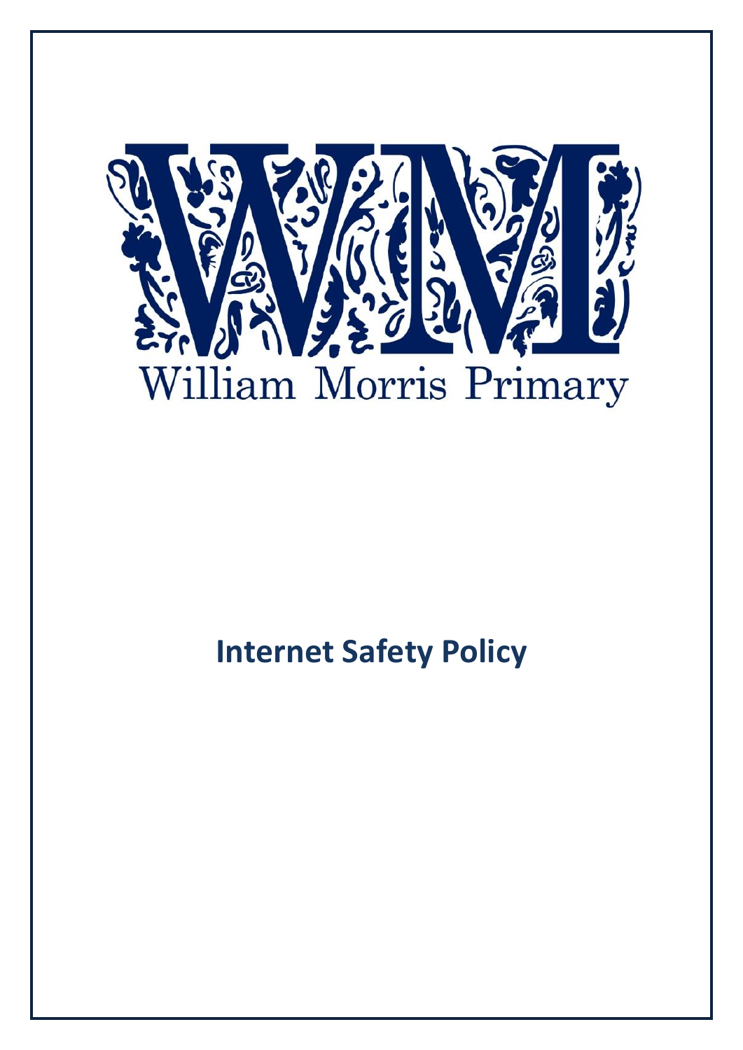William Morris Primary

# Internet Safety Policy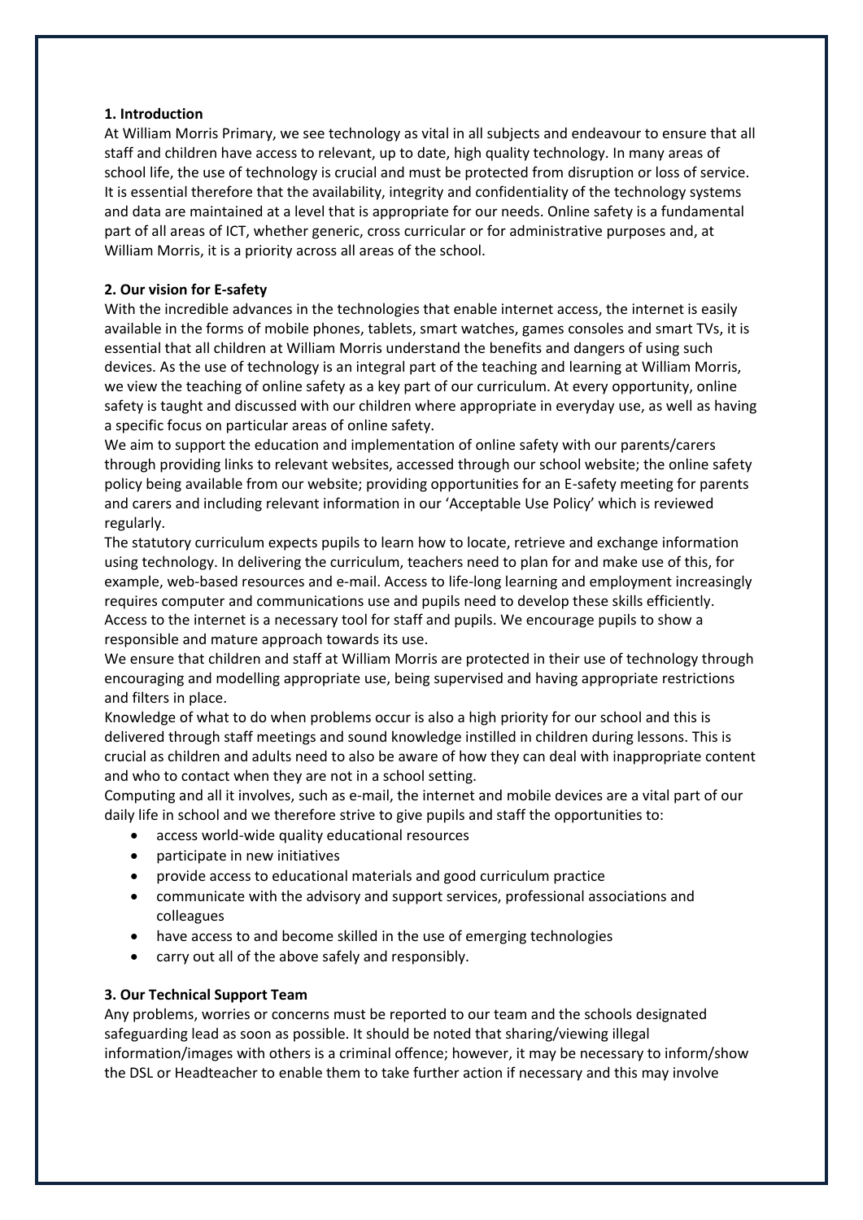## 1. Introduction

At William Morris Primary, we see technology as vital in all subjects and endeavour to ensure that all staff and children have access to relevant, up to date, high quality technology. In many areas of school life, the use of technology is crucial and must be protected from disruption or loss of service. It is essential therefore that the availability, integrity and confidentiality of the technology systems and data are maintained at a level that is appropriate for our needs. Online safety is a fundamental part of all areas of ICT, whether generic, cross curricular or for administrative purposes and, at William Morris, it is a priority across all areas of the school.

## 2. Our vision for E-safety

With the incredible advances in the technologies that enable internet access, the internet is easily available in the forms of mobile phones, tablets, smart watches, games consoles and smart TVs, it is essential that all children at William Morris understand the benefits and dangers of using such devices. As the use of technology is an integral part of the teaching and learning at William Morris, we view the teaching of online safety as a key part of our curriculum. At every opportunity, online safety is taught and discussed with our children where appropriate in everyday use, as well as having a specific focus on particular areas of online safety.

We aim to support the education and implementation of online safety with our parents/carers through providing links to relevant websites, accessed through our school website; the online safety policy being available from our website; providing opportunities for an E-safety meeting for parents and carers and including relevant information in our 'Acceptable Use Policy' which is reviewed regularly.

The statutory curriculum expects pupils to learn how to locate, retrieve and exchange information using technology. In delivering the curriculum, teachers need to plan for and make use of this, for example, web-based resources and e-mail. Access to life-long learning and employment increasingly requires computer and communications use and pupils need to develop these skills efficiently. Access to the internet is a necessary tool for staff and pupils. We encourage pupils to show a responsible and mature approach towards its use.

We ensure that children and staff at William Morris are protected in their use of technology through encouraging and modelling appropriate use, being supervised and having appropriate restrictions and filters in place.

Knowledge of what to do when problems occur is also a high priority for our school and this is delivered through staff meetings and sound knowledge instilled in children during lessons. This is crucial as children and adults need to also be aware of how they can deal with inappropriate content and who to contact when they are not in a school setting.

Computing and all it involves, such as e-mail, the internet and mobile devices are a vital part of our daily life in school and we therefore strive to give pupils and staff the opportunities to:

- access world-wide quality educational resources
- participate in new initiatives
- provide access to educational materials and good curriculum practice
- communicate with the advisory and support services, professional associations and colleagues
- have access to and become skilled in the use of emerging technologies
- carry out all of the above safely and responsibly.

## 3. Our Technical Support Team

Any problems, worries or concerns must be reported to our team and the schools designated safeguarding lead as soon as possible. It should be noted that sharing/viewing illegal information/images with others is a criminal offence; however, it may be necessary to inform/show the DSL or Headteacher to enable them to take further action if necessary and this may involve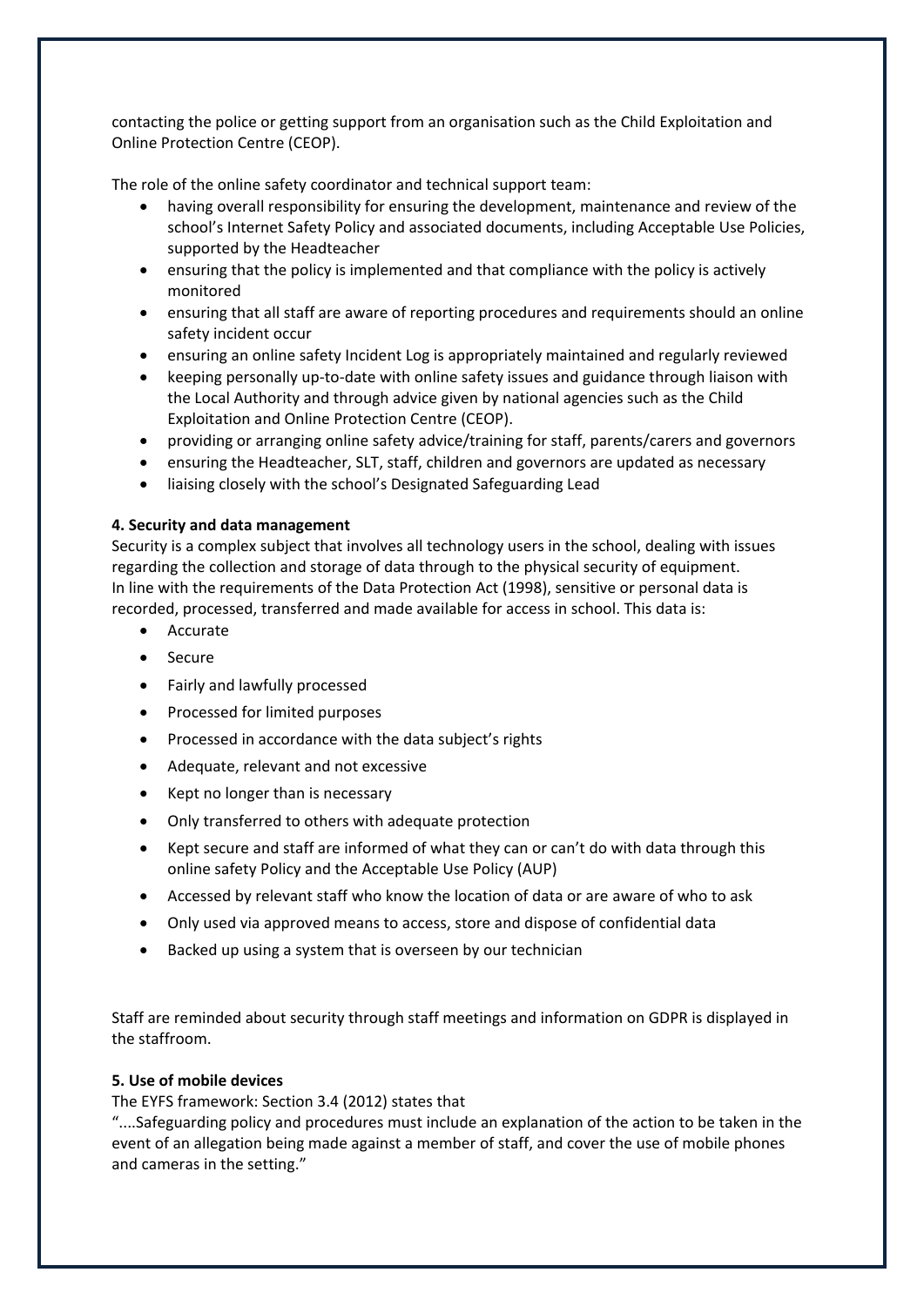contacting the police or getting support from an organisation such as the Child Exploitation and Online Protection Centre (CEOP).

The role of the online safety coordinator and technical support team:

- having overall responsibility for ensuring the development, maintenance and review of the school's Internet Safety Policy and associated documents, including Acceptable Use Policies, supported by the Headteacher
- ensuring that the policy is implemented and that compliance with the policy is actively monitored
- ensuring that all staff are aware of reporting procedures and requirements should an online safety incident occur
- ensuring an online safety Incident Log is appropriately maintained and regularly reviewed
- keeping personally up-to-date with online safety issues and guidance through liaison with the Local Authority and through advice given by national agencies such as the Child Exploitation and Online Protection Centre (CEOP).
- providing or arranging online safety advice/training for staff, parents/carers and governors
- ensuring the Headteacher, SLT, staff, children and governors are updated as necessary
- liaising closely with the school's Designated Safeguarding Lead

**4. Security and data management**

Security is a complex subject that involves all technology users in the school, dealing with issues regarding the collection and storage of data through to the physical security of equipment.
In line with the requirements of the Data Protection Act (1998), sensitive or personal data is recorded, processed, transferred and made available for access in school. This data is:

- Accurate
- Secure
- Fairly and lawfully processed
- Processed for limited purposes
- Processed in accordance with the data subject's rights
- Adequate, relevant and not excessive
- Kept no longer than is necessary
- Only transferred to others with adequate protection
- Kept secure and staff are informed of what they can or can't do with data through this online safety Policy and the Acceptable Use Policy (AUP)
- Accessed by relevant staff who know the location of data or are aware of who to ask
- Only used via approved means to access, store and dispose of confidential data
- Backed up using a system that is overseen by our technician

Staff are reminded about security through staff meetings and information on GDPR is displayed in the staffroom.

**5. Use of mobile devices**

The EYFS framework: Section 3.4 (2012) states that
"....Safeguarding policy and procedures must include an explanation of the action to be taken in the event of an allegation being made against a member of staff, and cover the use of mobile phones and cameras in the setting."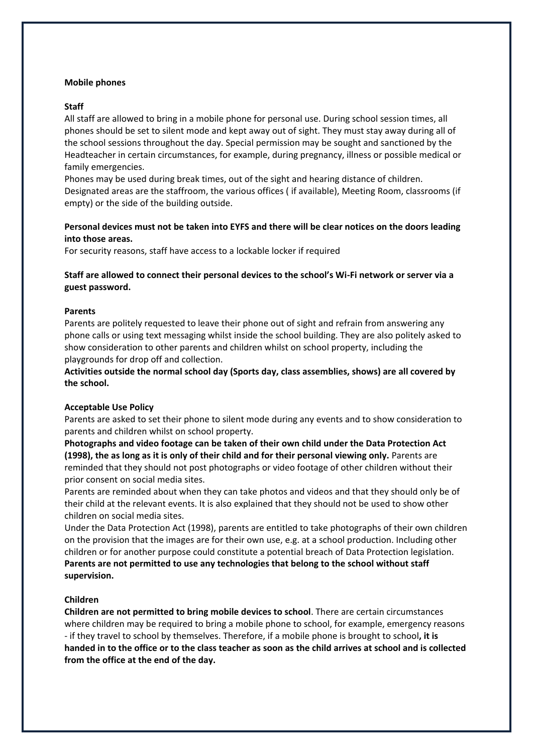**Mobile phones**

**Staff**

All staff are allowed to bring in a mobile phone for personal use. During school session times, all phones should be set to silent mode and kept away out of sight. They must stay away during all of the school sessions throughout the day. Special permission may be sought and sanctioned by the Headteacher in certain circumstances, for example, during pregnancy, illness or possible medical or family emergencies.

Phones may be used during break times, out of the sight and hearing distance of children. Designated areas are the staffroom, the various offices ( if available), Meeting Room, classrooms (if empty) or the side of the building outside.

**Personal devices must not be taken into EYFS and there will be clear notices on the doors leading into those areas.**

For security reasons, staff have access to a lockable locker if required

**Staff are allowed to connect their personal devices to the school's Wi-Fi network or server via a guest password.**

**Parents**

Parents are politely requested to leave their phone out of sight and refrain from answering any phone calls or using text messaging whilst inside the school building. They are also politely asked to show consideration to other parents and children whilst on school property, including the playgrounds for drop off and collection.

**Activities outside the normal school day (Sports day, class assemblies, shows) are all covered by the school.**

**Acceptable Use Policy**

Parents are asked to set their phone to silent mode during any events and to show consideration to parents and children whilst on school property.

**Photographs and video footage can be taken of their own child under the Data Protection Act (1998), the as long as it is only of their child and for their personal viewing only.** Parents are reminded that they should not post photographs or video footage of other children without their prior consent on social media sites.

Parents are reminded about when they can take photos and videos and that they should only be of their child at the relevant events. It is also explained that they should not be used to show other children on social media sites.

Under the Data Protection Act (1998), parents are entitled to take photographs of their own children on the provision that the images are for their own use, e.g. at a school production. Including other children or for another purpose could constitute a potential breach of Data Protection legislation.

**Parents are not permitted to use any technologies that belong to the school without staff supervision.**

**Children**

**Children are not permitted to bring mobile devices to school**. There are certain circumstances where children may be required to bring a mobile phone to school, for example, emergency reasons - if they travel to school by themselves. Therefore, if a mobile phone is brought to school**, it is handed in to the office or to the class teacher as soon as the child arrives at school and is collected from the office at the end of the day.**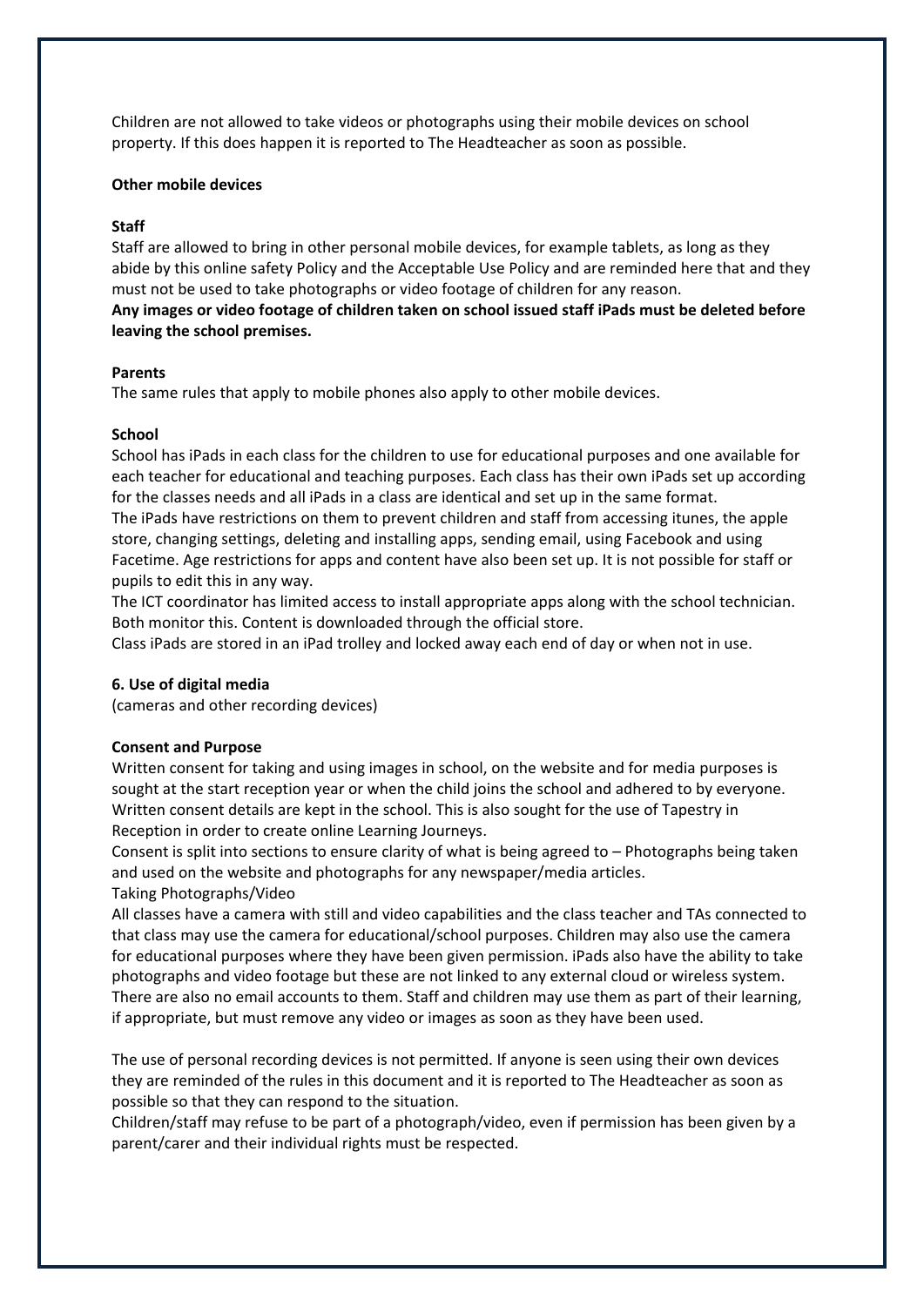Children are not allowed to take videos or photographs using their mobile devices on school property. If this does happen it is reported to The Headteacher as soon as possible.

**Other mobile devices**

**Staff**

Staff are allowed to bring in other personal mobile devices, for example tablets, as long as they abide by this online safety Policy and the Acceptable Use Policy and are reminded here that and they must not be used to take photographs or video footage of children for any reason.

**Any images or video footage of children taken on school issued staff iPads must be deleted before leaving the school premises.**

**Parents**

The same rules that apply to mobile phones also apply to other mobile devices.

**School**

School has iPads in each class for the children to use for educational purposes and one available for each teacher for educational and teaching purposes. Each class has their own iPads set up according for the classes needs and all iPads in a class are identical and set up in the same format.

The iPads have restrictions on them to prevent children and staff from accessing itunes, the apple store, changing settings, deleting and installing apps, sending email, using Facebook and using Facetime. Age restrictions for apps and content have also been set up. It is not possible for staff or pupils to edit this in any way.

The ICT coordinator has limited access to install appropriate apps along with the school technician. Both monitor this. Content is downloaded through the official store.

Class iPads are stored in an iPad trolley and locked away each end of day or when not in use.

**6. Use of digital media**

(cameras and other recording devices)

**Consent and Purpose**

Written consent for taking and using images in school, on the website and for media purposes is sought at the start reception year or when the child joins the school and adhered to by everyone. Written consent details are kept in the school. This is also sought for the use of Tapestry in Reception in order to create online Learning Journeys.

Consent is split into sections to ensure clarity of what is being agreed to – Photographs being taken and used on the website and photographs for any newspaper/media articles.

Taking Photographs/Video

All classes have a camera with still and video capabilities and the class teacher and TAs connected to that class may use the camera for educational/school purposes. Children may also use the camera for educational purposes where they have been given permission. iPads also have the ability to take photographs and video footage but these are not linked to any external cloud or wireless system. There are also no email accounts to them. Staff and children may use them as part of their learning, if appropriate, but must remove any video or images as soon as they have been used.

The use of personal recording devices is not permitted. If anyone is seen using their own devices they are reminded of the rules in this document and it is reported to The Headteacher as soon as possible so that they can respond to the situation.

Children/staff may refuse to be part of a photograph/video, even if permission has been given by a parent/carer and their individual rights must be respected.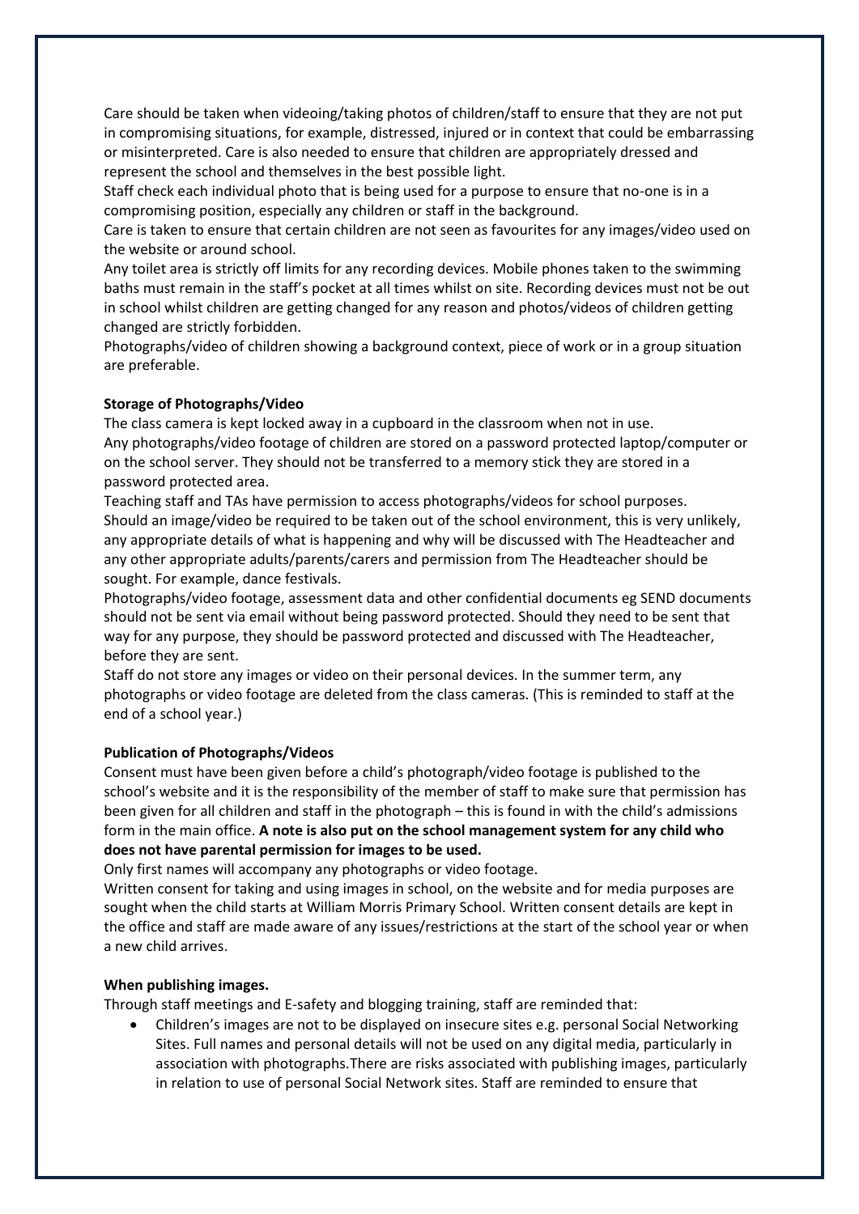Care should be taken when videoing/taking photos of children/staff to ensure that they are not put in compromising situations, for example, distressed, injured or in context that could be embarrassing or misinterpreted. Care is also needed to ensure that children are appropriately dressed and represent the school and themselves in the best possible light.

Staff check each individual photo that is being used for a purpose to ensure that no-one is in a compromising position, especially any children or staff in the background.

Care is taken to ensure that certain children are not seen as favourites for any images/video used on the website or around school.

Any toilet area is strictly off limits for any recording devices. Mobile phones taken to the swimming baths must remain in the staff's pocket at all times whilst on site. Recording devices must not be out in school whilst children are getting changed for any reason and photos/videos of children getting changed are strictly forbidden.

Photographs/video of children showing a background context, piece of work or in a group situation are preferable.

**Storage of Photographs/Video**

The class camera is kept locked away in a cupboard in the classroom when not in use.

Any photographs/video footage of children are stored on a password protected laptop/computer or on the school server. They should not be transferred to a memory stick they are stored in a password protected area.

Teaching staff and TAs have permission to access photographs/videos for school purposes.

Should an image/video be required to be taken out of the school environment, this is very unlikely, any appropriate details of what is happening and why will be discussed with The Headteacher and any other appropriate adults/parents/carers and permission from The Headteacher should be sought. For example, dance festivals.

Photographs/video footage, assessment data and other confidential documents eg SEND documents should not be sent via email without being password protected. Should they need to be sent that way for any purpose, they should be password protected and discussed with The Headteacher, before they are sent.

Staff do not store any images or video on their personal devices. In the summer term, any photographs or video footage are deleted from the class cameras. (This is reminded to staff at the end of a school year.)

**Publication of Photographs/Videos**

Consent must have been given before a child's photograph/video footage is published to the school's website and it is the responsibility of the member of staff to make sure that permission has been given for all children and staff in the photograph – this is found in with the child's admissions form in the main office. **A note is also put on the school management system for any child who does not have parental permission for images to be used.**

Only first names will accompany any photographs or video footage.

Written consent for taking and using images in school, on the website and for media purposes are sought when the child starts at William Morris Primary School. Written consent details are kept in the office and staff are made aware of any issues/restrictions at the start of the school year or when a new child arrives.

**When publishing images.**

Through staff meetings and E-safety and blogging training, staff are reminded that:

- Children's images are not to be displayed on insecure sites e.g. personal Social Networking Sites. Full names and personal details will not be used on any digital media, particularly in association with photographs.There are risks associated with publishing images, particularly in relation to use of personal Social Network sites. Staff are reminded to ensure that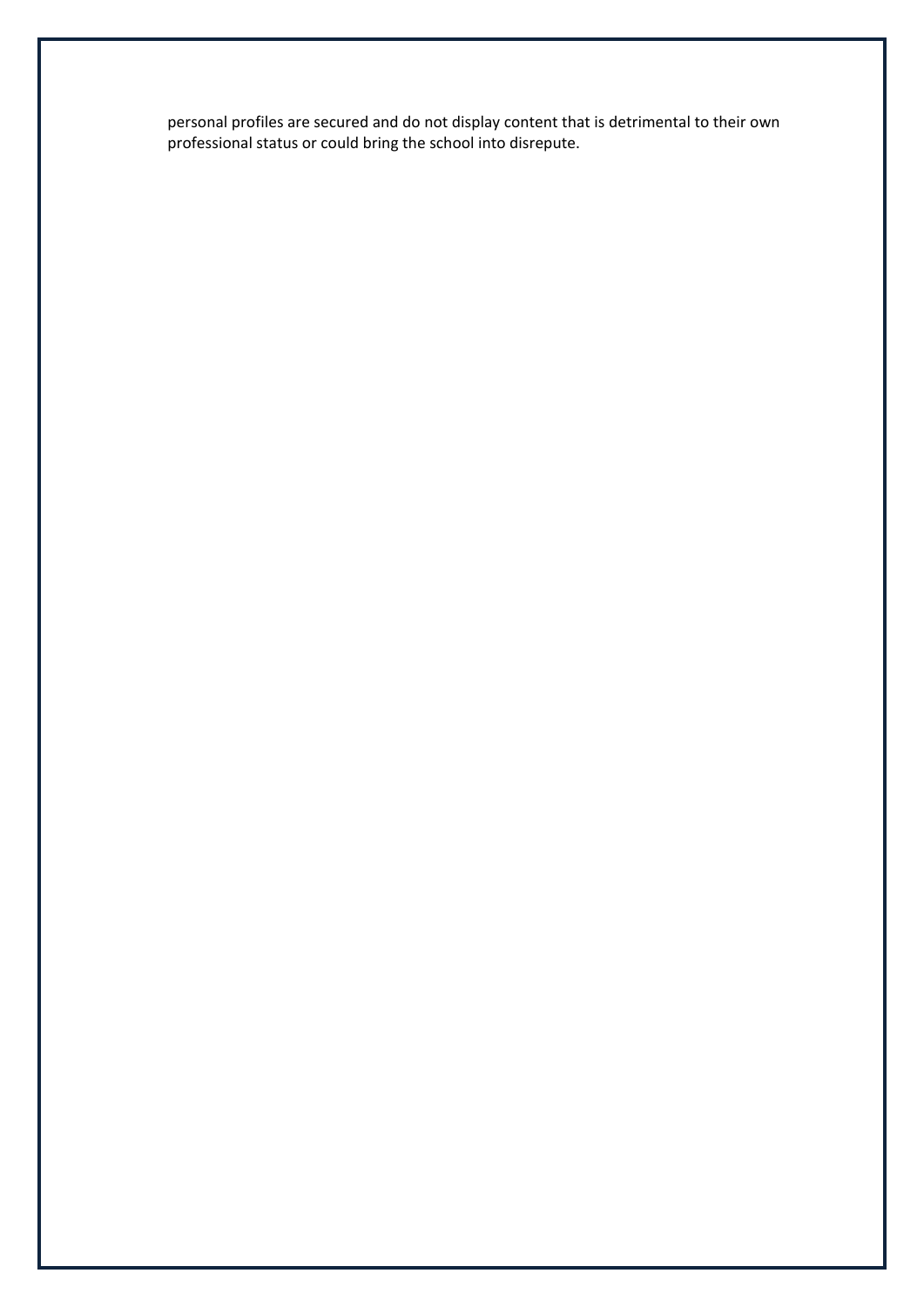personal profiles are secured and do not display content that is detrimental to their own professional status or could bring the school into disrepute.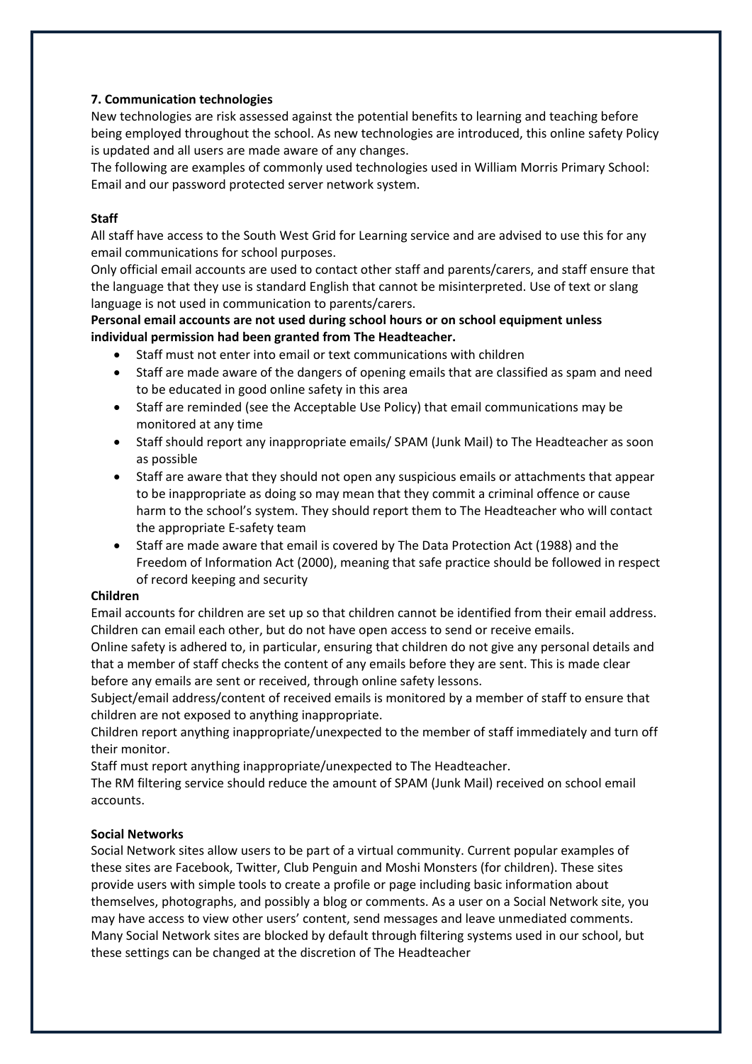### 7. Communication technologies

New technologies are risk assessed against the potential benefits to learning and teaching before being employed throughout the school. As new technologies are introduced, this online safety Policy is updated and all users are made aware of any changes.

The following are examples of commonly used technologies used in William Morris Primary School: Email and our password protected server network system.

#### Staff

All staff have access to the South West Grid for Learning service and are advised to use this for any email communications for school purposes.

Only official email accounts are used to contact other staff and parents/carers, and staff ensure that the language that they use is standard English that cannot be misinterpreted. Use of text or slang language is not used in communication to parents/carers.

**Personal email accounts are not used during school hours or on school equipment unless individual permission had been granted from The Headteacher.**

- Staff must not enter into email or text communications with children
- Staff are made aware of the dangers of opening emails that are classified as spam and need to be educated in good online safety in this area
- Staff are reminded (see the Acceptable Use Policy) that email communications may be monitored at any time
- Staff should report any inappropriate emails/ SPAM (Junk Mail) to The Headteacher as soon as possible
- Staff are aware that they should not open any suspicious emails or attachments that appear to be inappropriate as doing so may mean that they commit a criminal offence or cause harm to the school's system. They should report them to The Headteacher who will contact the appropriate E-safety team
- Staff are made aware that email is covered by The Data Protection Act (1988) and the Freedom of Information Act (2000), meaning that safe practice should be followed in respect of record keeping and security

#### Children

Email accounts for children are set up so that children cannot be identified from their email address. Children can email each other, but do not have open access to send or receive emails.

Online safety is adhered to, in particular, ensuring that children do not give any personal details and that a member of staff checks the content of any emails before they are sent. This is made clear before any emails are sent or received, through online safety lessons.

Subject/email address/content of received emails is monitored by a member of staff to ensure that children are not exposed to anything inappropriate.

Children report anything inappropriate/unexpected to the member of staff immediately and turn off their monitor.

Staff must report anything inappropriate/unexpected to The Headteacher.

The RM filtering service should reduce the amount of SPAM (Junk Mail) received on school email accounts.

#### Social Networks

Social Network sites allow users to be part of a virtual community. Current popular examples of these sites are Facebook, Twitter, Club Penguin and Moshi Monsters (for children). These sites provide users with simple tools to create a profile or page including basic information about themselves, photographs, and possibly a blog or comments. As a user on a Social Network site, you may have access to view other users' content, send messages and leave unmediated comments. Many Social Network sites are blocked by default through filtering systems used in our school, but these settings can be changed at the discretion of The Headteacher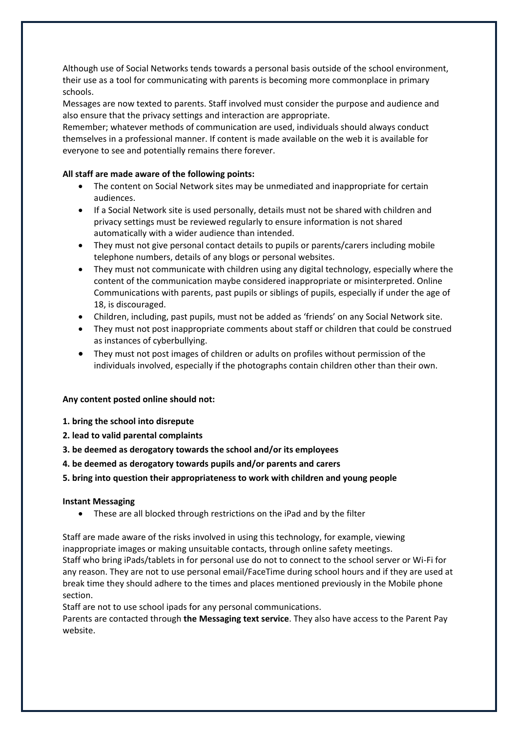Although use of Social Networks tends towards a personal basis outside of the school environment, their use as a tool for communicating with parents is becoming more commonplace in primary schools.

Messages are now texted to parents. Staff involved must consider the purpose and audience and also ensure that the privacy settings and interaction are appropriate.

Remember; whatever methods of communication are used, individuals should always conduct themselves in a professional manner. If content is made available on the web it is available for everyone to see and potentially remains there forever.

**All staff are made aware of the following points:**

- The content on Social Network sites may be unmediated and inappropriate for certain audiences.
- If a Social Network site is used personally, details must not be shared with children and privacy settings must be reviewed regularly to ensure information is not shared automatically with a wider audience than intended.
- They must not give personal contact details to pupils or parents/carers including mobile telephone numbers, details of any blogs or personal websites.
- They must not communicate with children using any digital technology, especially where the content of the communication maybe considered inappropriate or misinterpreted. Online Communications with parents, past pupils or siblings of pupils, especially if under the age of 18, is discouraged.
- Children, including, past pupils, must not be added as 'friends' on any Social Network site.
- They must not post inappropriate comments about staff or children that could be construed as instances of cyberbullying.
- They must not post images of children or adults on profiles without permission of the individuals involved, especially if the photographs contain children other than their own.

**Any content posted online should not:**

**1. bring the school into disrepute**

**2. lead to valid parental complaints**

**3. be deemed as derogatory towards the school and/or its employees**

**4. be deemed as derogatory towards pupils and/or parents and carers**

**5. bring into question their appropriateness to work with children and young people**

**Instant Messaging**

- These are all blocked through restrictions on the iPad and by the filter

Staff are made aware of the risks involved in using this technology, for example, viewing inappropriate images or making unsuitable contacts, through online safety meetings.

Staff who bring iPads/tablets in for personal use do not to connect to the school server or Wi-Fi for any reason. They are not to use personal email/FaceTime during school hours and if they are used at break time they should adhere to the times and places mentioned previously in the Mobile phone section.

Staff are not to use school ipads for any personal communications.

Parents are contacted through **the Messaging text service**. They also have access to the Parent Pay website.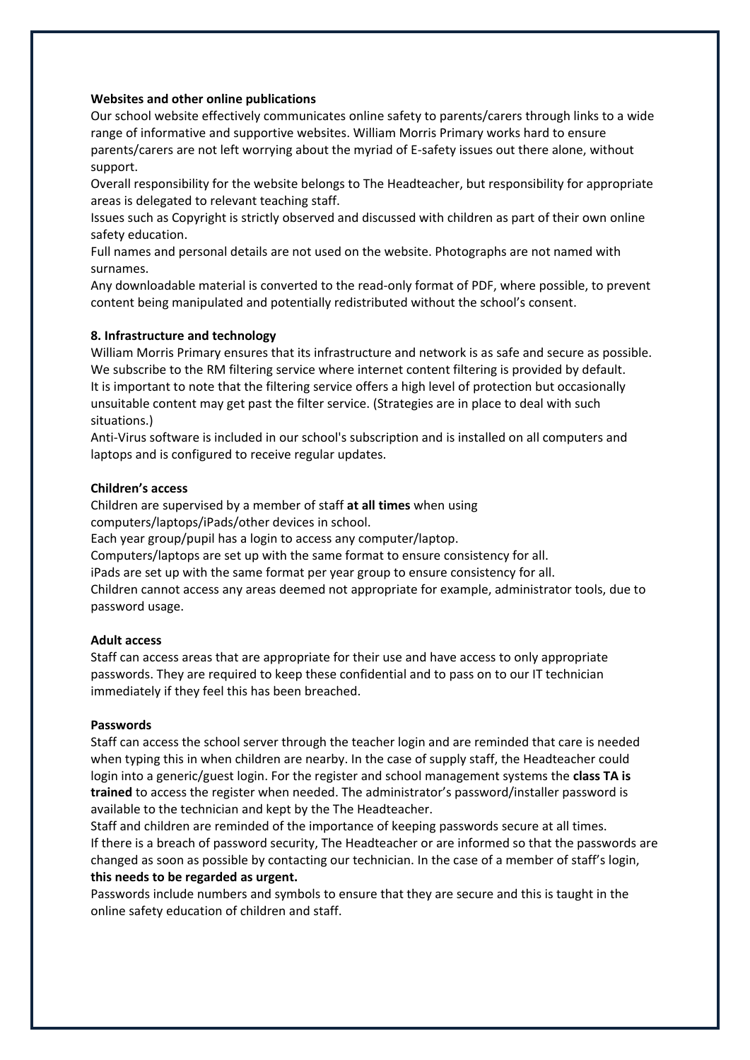**Websites and other online publications**

Our school website effectively communicates online safety to parents/carers through links to a wide range of informative and supportive websites. William Morris Primary works hard to ensure parents/carers are not left worrying about the myriad of E-safety issues out there alone, without support.

Overall responsibility for the website belongs to The Headteacher, but responsibility for appropriate areas is delegated to relevant teaching staff.

Issues such as Copyright is strictly observed and discussed with children as part of their own online safety education.

Full names and personal details are not used on the website. Photographs are not named with surnames.

Any downloadable material is converted to the read-only format of PDF, where possible, to prevent content being manipulated and potentially redistributed without the school's consent.

**8. Infrastructure and technology**

William Morris Primary ensures that its infrastructure and network is as safe and secure as possible. We subscribe to the RM filtering service where internet content filtering is provided by default. It is important to note that the filtering service offers a high level of protection but occasionally unsuitable content may get past the filter service. (Strategies are in place to deal with such situations.)

Anti-Virus software is included in our school's subscription and is installed on all computers and laptops and is configured to receive regular updates.

**Children's access**

Children are supervised by a member of staff **at all times** when using computers/laptops/iPads/other devices in school.

Each year group/pupil has a login to access any computer/laptop.

Computers/laptops are set up with the same format to ensure consistency for all.

iPads are set up with the same format per year group to ensure consistency for all.

Children cannot access any areas deemed not appropriate for example, administrator tools, due to password usage.

**Adult access**

Staff can access areas that are appropriate for their use and have access to only appropriate passwords. They are required to keep these confidential and to pass on to our IT technician immediately if they feel this has been breached.

**Passwords**

Staff can access the school server through the teacher login and are reminded that care is needed when typing this in when children are nearby. In the case of supply staff, the Headteacher could login into a generic/guest login. For the register and school management systems the **class TA is trained** to access the register when needed. The administrator's password/installer password is available to the technician and kept by the The Headteacher.

Staff and children are reminded of the importance of keeping passwords secure at all times.

If there is a breach of password security, The Headteacher or are informed so that the passwords are changed as soon as possible by contacting our technician. In the case of a member of staff's login, **this needs to be regarded as urgent.**

Passwords include numbers and symbols to ensure that they are secure and this is taught in the online safety education of children and staff.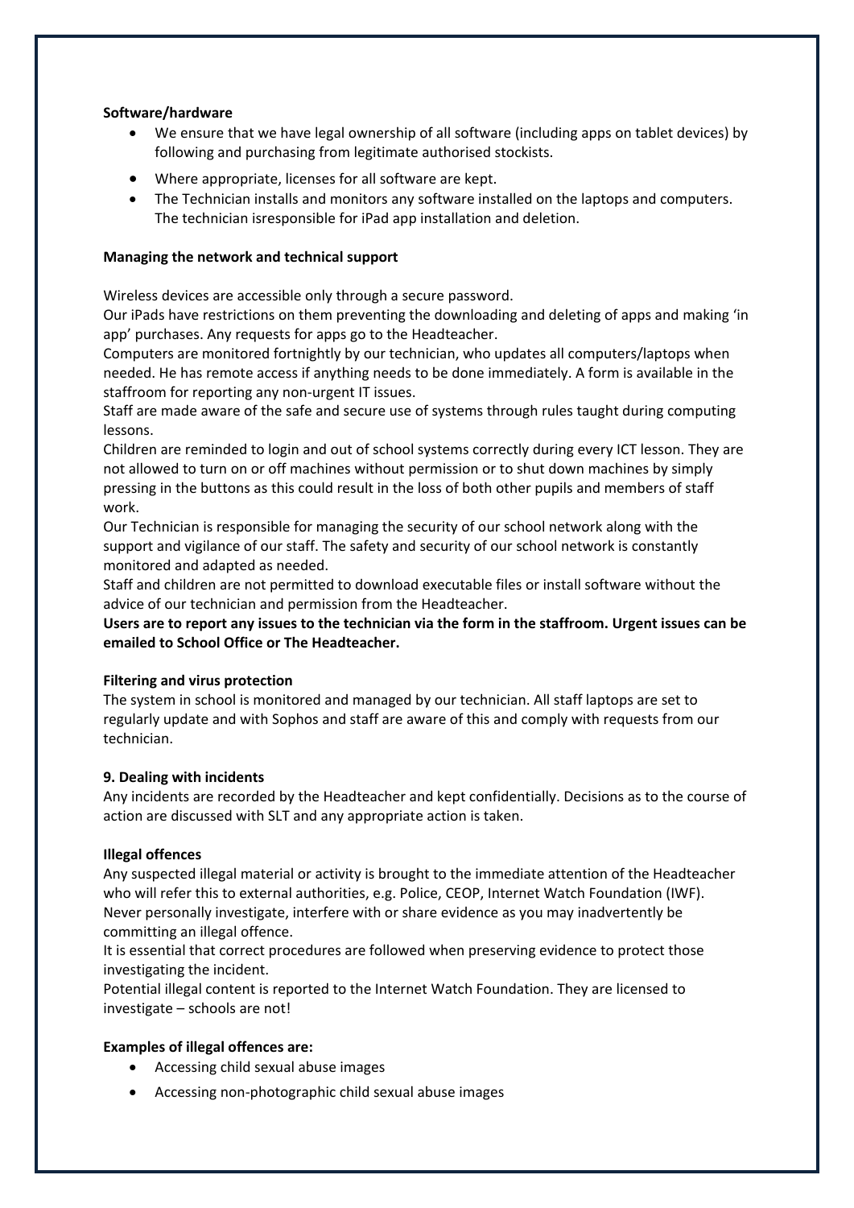**Software/hardware**

- We ensure that we have legal ownership of all software (including apps on tablet devices) by following and purchasing from legitimate authorised stockists.
- Where appropriate, licenses for all software are kept.
- The Technician installs and monitors any software installed on the laptops and computers. The technician isresponsible for iPad app installation and deletion.

**Managing the network and technical support**

Wireless devices are accessible only through a secure password.
Our iPads have restrictions on them preventing the downloading and deleting of apps and making 'in app' purchases. Any requests for apps go to the Headteacher.
Computers are monitored fortnightly by our technician, who updates all computers/laptops when needed. He has remote access if anything needs to be done immediately. A form is available in the staffroom for reporting any non-urgent IT issues.
Staff are made aware of the safe and secure use of systems through rules taught during computing lessons.
Children are reminded to login and out of school systems correctly during every ICT lesson. They are not allowed to turn on or off machines without permission or to shut down machines by simply pressing in the buttons as this could result in the loss of both other pupils and members of staff work.
Our Technician is responsible for managing the security of our school network along with the support and vigilance of our staff. The safety and security of our school network is constantly monitored and adapted as needed.
Staff and children are not permitted to download executable files or install software without the advice of our technician and permission from the Headteacher.
**Users are to report any issues to the technician via the form in the staffroom. Urgent issues can be emailed to School Office or The Headteacher.**

**Filtering and virus protection**

The system in school is monitored and managed by our technician. All staff laptops are set to regularly update and with Sophos and staff are aware of this and comply with requests from our technician.

**9. Dealing with incidents**

Any incidents are recorded by the Headteacher and kept confidentially. Decisions as to the course of action are discussed with SLT and any appropriate action is taken.

**Illegal offences**

Any suspected illegal material or activity is brought to the immediate attention of the Headteacher who will refer this to external authorities, e.g. Police, CEOP, Internet Watch Foundation (IWF).
Never personally investigate, interfere with or share evidence as you may inadvertently be committing an illegal offence.
It is essential that correct procedures are followed when preserving evidence to protect those investigating the incident.
Potential illegal content is reported to the Internet Watch Foundation. They are licensed to investigate – schools are not!

**Examples of illegal offences are:**

- Accessing child sexual abuse images
- Accessing non-photographic child sexual abuse images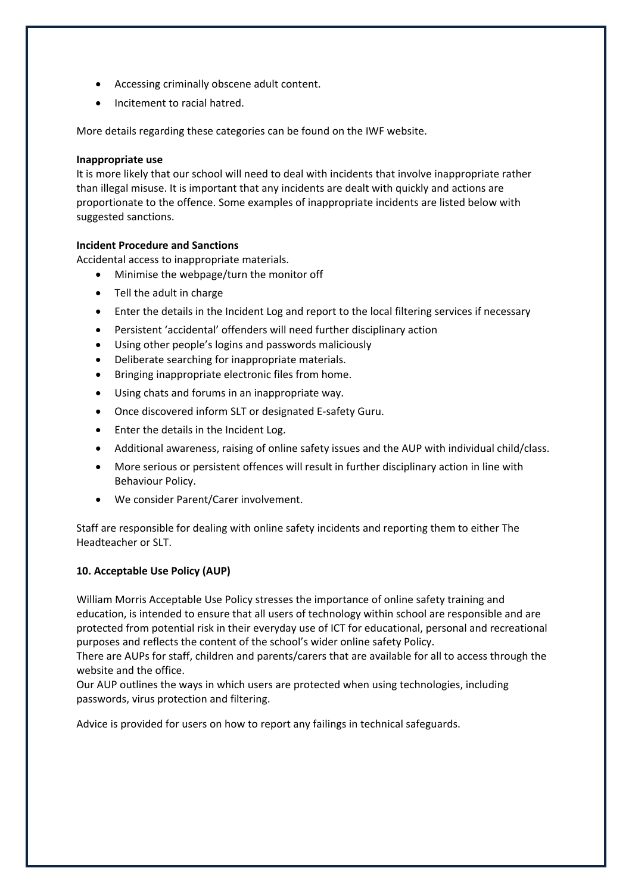- Accessing criminally obscene adult content.
- Incitement to racial hatred.

More details regarding these categories can be found on the IWF website.

**Inappropriate use**
It is more likely that our school will need to deal with incidents that involve inappropriate rather than illegal misuse. It is important that any incidents are dealt with quickly and actions are proportionate to the offence. Some examples of inappropriate incidents are listed below with suggested sanctions.

**Incident Procedure and Sanctions**
Accidental access to inappropriate materials.

- Minimise the webpage/turn the monitor off
- Tell the adult in charge
- Enter the details in the Incident Log and report to the local filtering services if necessary
- Persistent 'accidental' offenders will need further disciplinary action
- Using other people's logins and passwords maliciously
- Deliberate searching for inappropriate materials.
- Bringing inappropriate electronic files from home.
- Using chats and forums in an inappropriate way.
- Once discovered inform SLT or designated E-safety Guru.
- Enter the details in the Incident Log.
- Additional awareness, raising of online safety issues and the AUP with individual child/class.
- More serious or persistent offences will result in further disciplinary action in line with Behaviour Policy.
- We consider Parent/Carer involvement.

Staff are responsible for dealing with online safety incidents and reporting them to either The Headteacher or SLT.

**10. Acceptable Use Policy (AUP)**

William Morris Acceptable Use Policy stresses the importance of online safety training and education, is intended to ensure that all users of technology within school are responsible and are protected from potential risk in their everyday use of ICT for educational, personal and recreational purposes and reflects the content of the school's wider online safety Policy.
There are AUPs for staff, children and parents/carers that are available for all to access through the website and the office.
Our AUP outlines the ways in which users are protected when using technologies, including passwords, virus protection and filtering.

Advice is provided for users on how to report any failings in technical safeguards.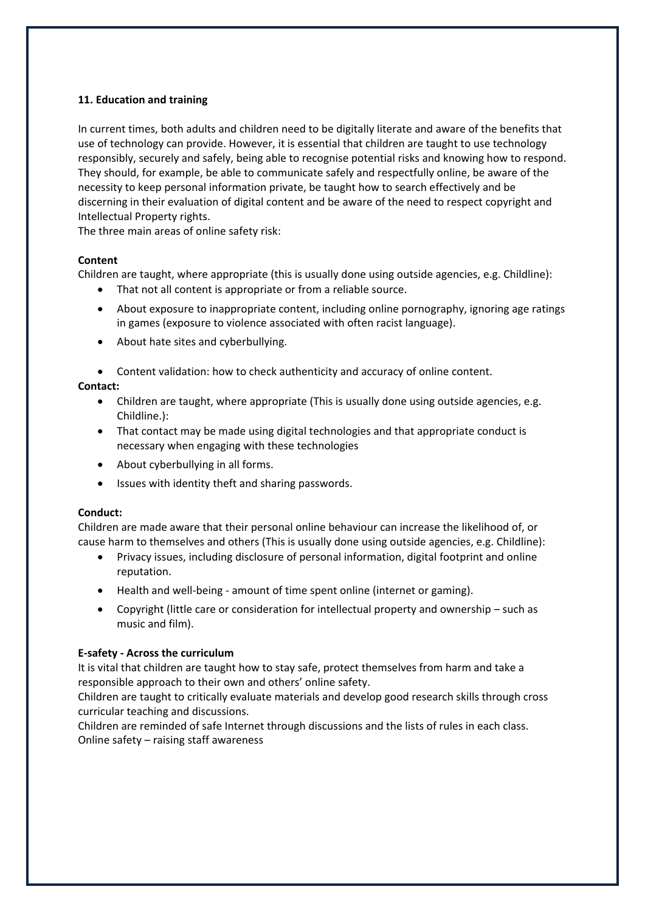**11. Education and training**

In current times, both adults and children need to be digitally literate and aware of the benefits that use of technology can provide. However, it is essential that children are taught to use technology responsibly, securely and safely, being able to recognise potential risks and knowing how to respond. They should, for example, be able to communicate safely and respectfully online, be aware of the necessity to keep personal information private, be taught how to search effectively and be discerning in their evaluation of digital content and be aware of the need to respect copyright and Intellectual Property rights.
The three main areas of online safety risk:

**Content**
Children are taught, where appropriate (this is usually done using outside agencies, e.g. Childline):

- That not all content is appropriate or from a reliable source.
- About exposure to inappropriate content, including online pornography, ignoring age ratings in games (exposure to violence associated with often racist language).
- About hate sites and cyberbullying.
- Content validation: how to check authenticity and accuracy of online content.

**Contact:**

- Children are taught, where appropriate (This is usually done using outside agencies, e.g. Childline.):
- That contact may be made using digital technologies and that appropriate conduct is necessary when engaging with these technologies
- About cyberbullying in all forms.
- Issues with identity theft and sharing passwords.

**Conduct:**
Children are made aware that their personal online behaviour can increase the likelihood of, or cause harm to themselves and others (This is usually done using outside agencies, e.g. Childline):

- Privacy issues, including disclosure of personal information, digital footprint and online reputation.
- Health and well-being - amount of time spent online (internet or gaming).
- Copyright (little care or consideration for intellectual property and ownership – such as music and film).

**E-safety - Across the curriculum**
It is vital that children are taught how to stay safe, protect themselves from harm and take a responsible approach to their own and others' online safety.
Children are taught to critically evaluate materials and develop good research skills through cross curricular teaching and discussions.
Children are reminded of safe Internet through discussions and the lists of rules in each class.
Online safety – raising staff awareness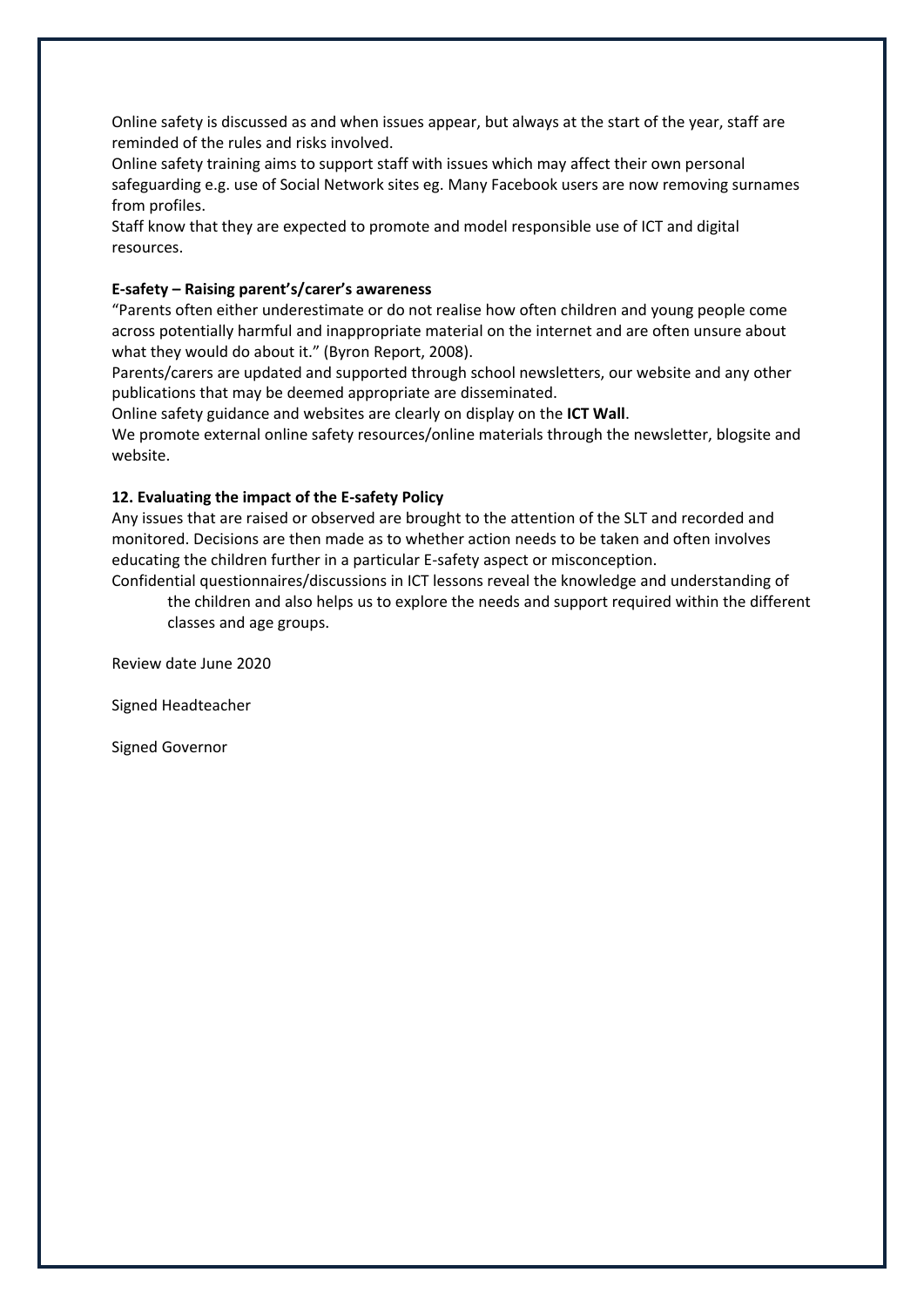Online safety is discussed as and when issues appear, but always at the start of the year, staff are reminded of the rules and risks involved.

Online safety training aims to support staff with issues which may affect their own personal safeguarding e.g. use of Social Network sites eg. Many Facebook users are now removing surnames from profiles.

Staff know that they are expected to promote and model responsible use of ICT and digital resources.

**E-safety – Raising parent's/carer's awareness**

"Parents often either underestimate or do not realise how often children and young people come across potentially harmful and inappropriate material on the internet and are often unsure about what they would do about it." (Byron Report, 2008).

Parents/carers are updated and supported through school newsletters, our website and any other publications that may be deemed appropriate are disseminated.

Online safety guidance and websites are clearly on display on the **ICT Wall**.

We promote external online safety resources/online materials through the newsletter, blogsite and website.

**12. Evaluating the impact of the E-safety Policy**

Any issues that are raised or observed are brought to the attention of the SLT and recorded and monitored. Decisions are then made as to whether action needs to be taken and often involves educating the children further in a particular E-safety aspect or misconception.

Confidential questionnaires/discussions in ICT lessons reveal the knowledge and understanding of the children and also helps us to explore the needs and support required within the different classes and age groups.

Review date June 2020

Signed Headteacher

Signed Governor